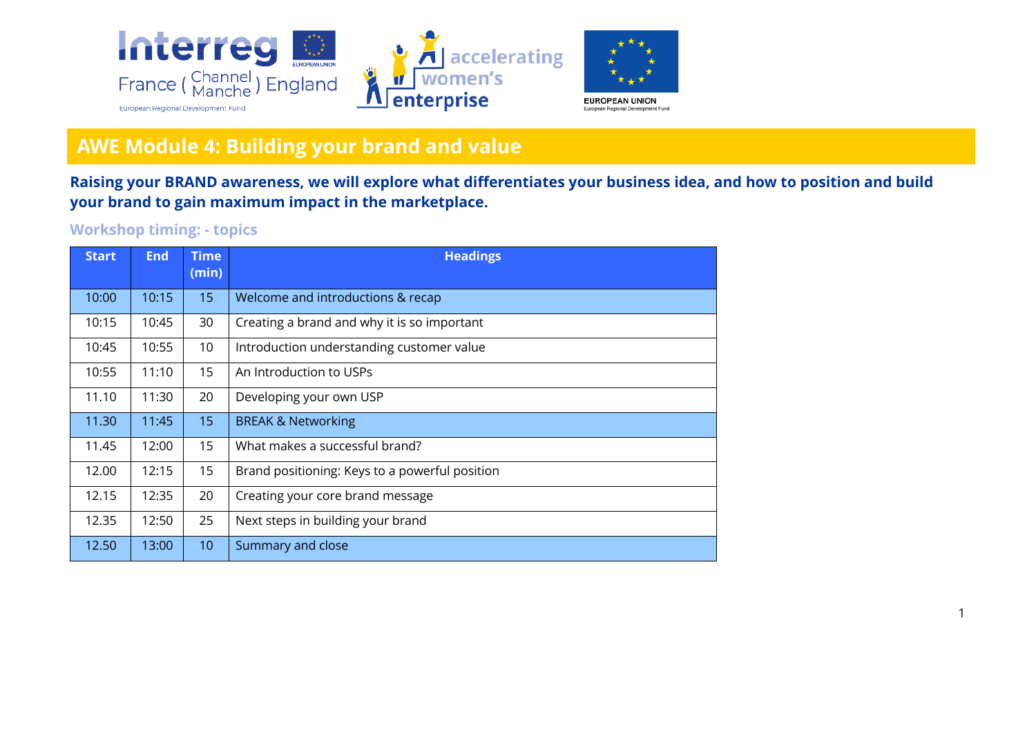# AWE Module 4: Building your brand and value

**Raising your BRAND awareness, we will explore what differentiates your business idea, and how to position and build your brand to gain maximum impact in the marketplace.**

## Workshop timing: - topics

| Start | End | Time (min) | Headings |
|---|---|---|---|
| 10:00 | 10:15 | 15 | Welcome and introductions & recap |
| 10:15 | 10:45 | 30 | Creating a brand and why it is so important |
| 10:45 | 10:55 | 10 | Introduction understanding customer value |
| 10:55 | 11:10 | 15 | An Introduction to USPs |
| 11.10 | 11:30 | 20 | Developing your own USP |
| 11.30 | 11:45 | 15 | BREAK & Networking |
| 11.45 | 12:00 | 15 | What makes a successful brand? |
| 12.00 | 12:15 | 15 | Brand positioning: Keys to a powerful position |
| 12.15 | 12:35 | 20 | Creating your core brand message |
| 12.35 | 12:50 | 25 | Next steps in building your brand |
| 12.50 | 13:00 | 10 | Summary and close |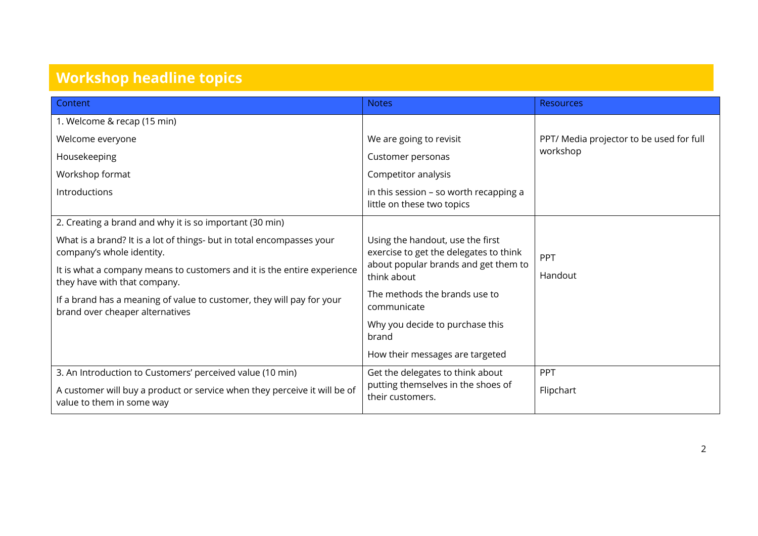## Workshop headline topics

| Content | Notes | Resources |
|---|---|---|
| 1. Welcome & recap (15 min)<br><br>Welcome everyone<br><br>Housekeeping<br><br>Workshop format<br><br>Introductions | We are going to revisit<br><br>Customer personas<br><br>Competitor analysis<br><br>in this session – so worth recapping a little on these two topics | PPT/ Media projector to be used for full workshop |
| 2. Creating a brand and why it is so important (30 min)<br><br>What is a brand? It is a lot of things- but in total encompasses your company's whole identity.<br><br>It is what a company means to customers and it is the entire experience they have with that company.<br><br>If a brand has a meaning of value to customer, they will pay for your brand over cheaper alternatives | Using the handout, use the first exercise to get the delegates to think about popular brands and get them to think about<br><br>The methods the brands use to communicate<br><br>Why you decide to purchase this brand<br><br>How their messages are targeted | PPT<br><br>Handout |
| 3. An Introduction to Customers' perceived value (10 min)<br><br>A customer will buy a product or service when they perceive it will be of value to them in some way | Get the delegates to think about putting themselves in the shoes of their customers. | PPT<br><br>Flipchart |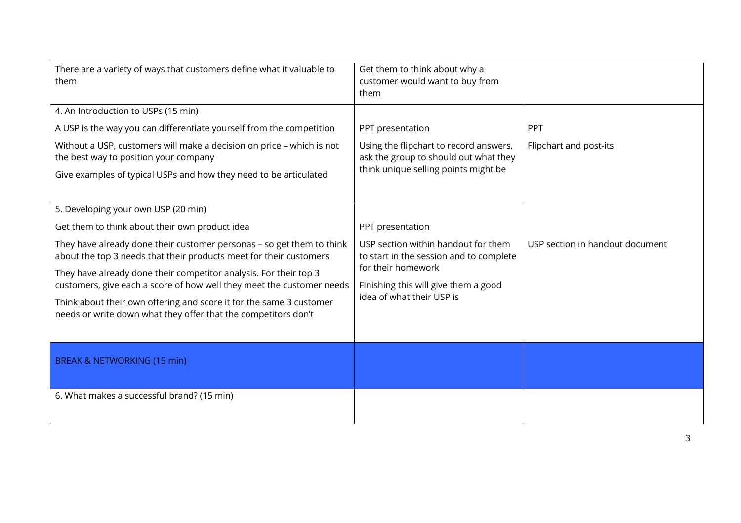| | | |
|---|---|---|
| There are a variety of ways that customers define what it valuable to them | Get them to think about why a customer would want to buy from them | |
| 4. An Introduction to USPs (15 min)<br><br>A USP is the way you can differentiate yourself from the competition<br><br>Without a USP, customers will make a decision on price – which is not the best way to position your company<br><br>Give examples of typical USPs and how they need to be articulated | PPT presentation<br><br>Using the flipchart to record answers, ask the group to should out what they think unique selling points might be | PPT<br><br>Flipchart and post-its |
| 5. Developing your own USP (20 min)<br><br>Get them to think about their own product idea<br><br>They have already done their customer personas – so get them to think about the top 3 needs that their products meet for their customers<br><br>They have already done their competitor analysis. For their top 3 customers, give each a score of how well they meet the customer needs<br><br>Think about their own offering and score it for the same 3 customer needs or write down what they offer that the competitors don't | PPT presentation<br><br>USP section within handout for them to start in the session and to complete for their homework<br><br>Finishing this will give them a good idea of what their USP is | USP section in handout document |
| BREAK & NETWORKING (15 min) | | |
| 6. What makes a successful brand? (15 min) | | |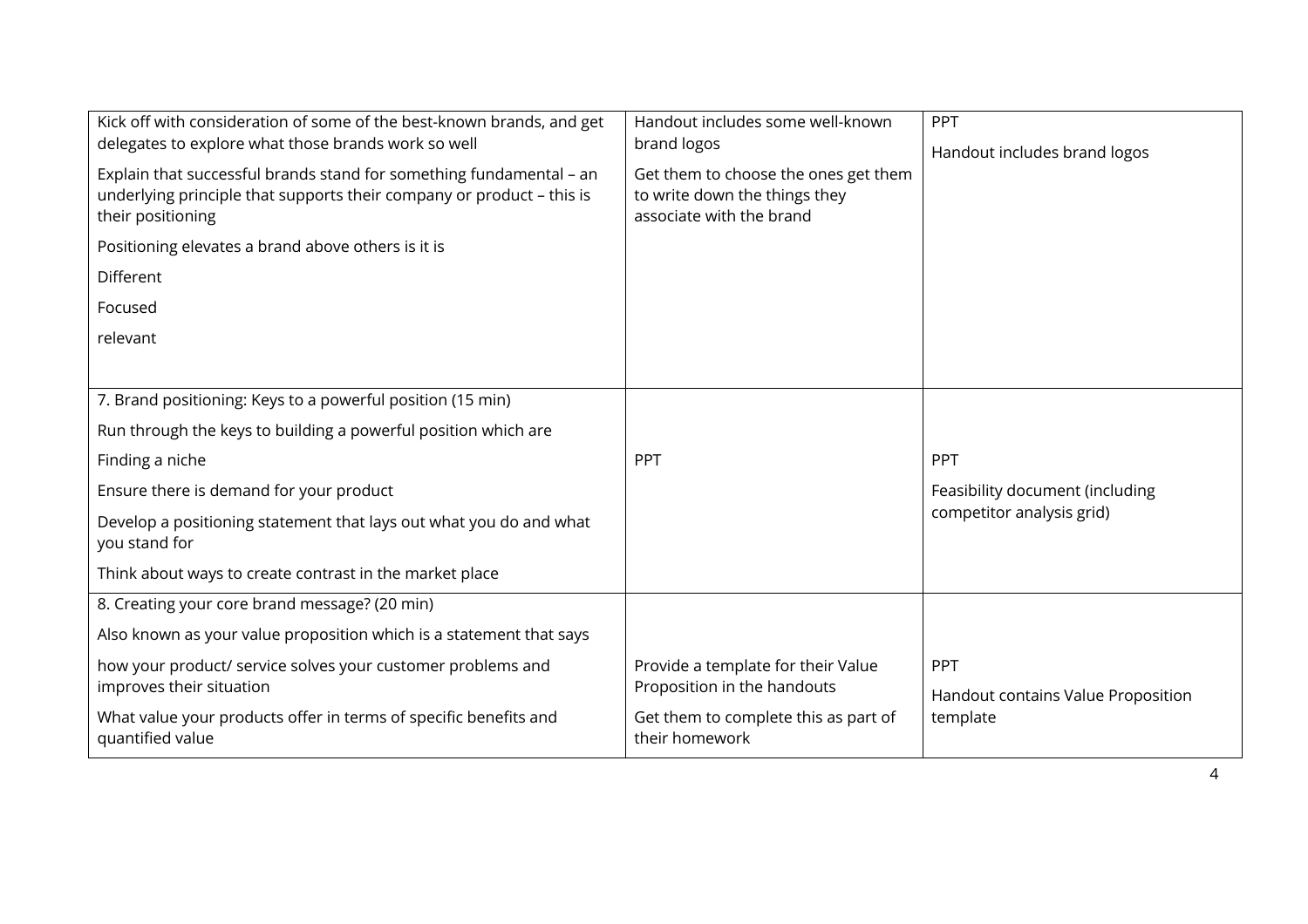| | | |
|---|---|---|
| Kick off with consideration of some of the best-known brands, and get delegates to explore what those brands work so well<br><br>Explain that successful brands stand for something fundamental – an underlying principle that supports their company or product – this is their positioning<br><br>Positioning elevates a brand above others is it is<br><br>Different<br><br>Focused<br><br>relevant | Handout includes some well-known brand logos<br><br>Get them to choose the ones get them to write down the things they associate with the brand | PPT<br><br>Handout includes brand logos |
| 7. Brand positioning: Keys to a powerful position (15 min)<br><br>Run through the keys to building a powerful position which are<br><br>Finding a niche<br><br>Ensure there is demand for your product<br><br>Develop a positioning statement that lays out what you do and what you stand for<br><br>Think about ways to create contrast in the market place | PPT | PPT<br><br>Feasibility document (including competitor analysis grid) |
| 8. Creating your core brand message? (20 min)<br><br>Also known as your value proposition which is a statement that says<br><br>how your product/ service solves your customer problems and improves their situation<br><br>What value your products offer in terms of specific benefits and quantified value | Provide a template for their Value Proposition in the handouts<br><br>Get them to complete this as part of their homework | PPT<br><br>Handout contains Value Proposition template |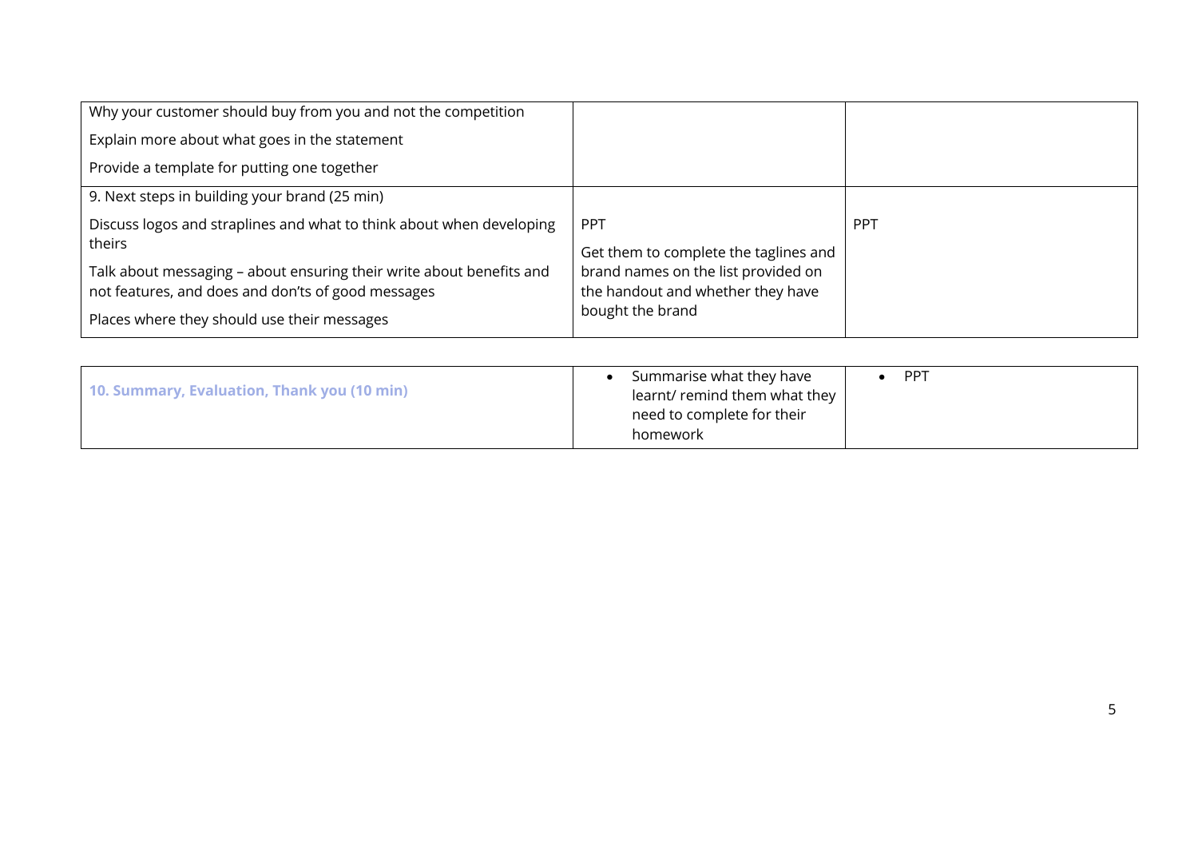| | | |
|---|---|---|
| Why your customer should buy from you and not the competition<br>Explain more about what goes in the statement<br>Provide a template for putting one together | | |
| 9. Next steps in building your brand (25 min)<br>Discuss logos and straplines and what to think about when developing theirs<br>Talk about messaging – about ensuring their write about benefits and not features, and does and don'ts of good messages<br>Places where they should use their messages | PPT<br>Get them to complete the taglines and brand names on the list provided on the handout and whether they have bought the brand | PPT |

| | | |
|---|---|---|
| **10. Summary, Evaluation, Thank you (10 min)** | • Summarise what they have learnt/ remind them what they need to complete for their homework | • PPT |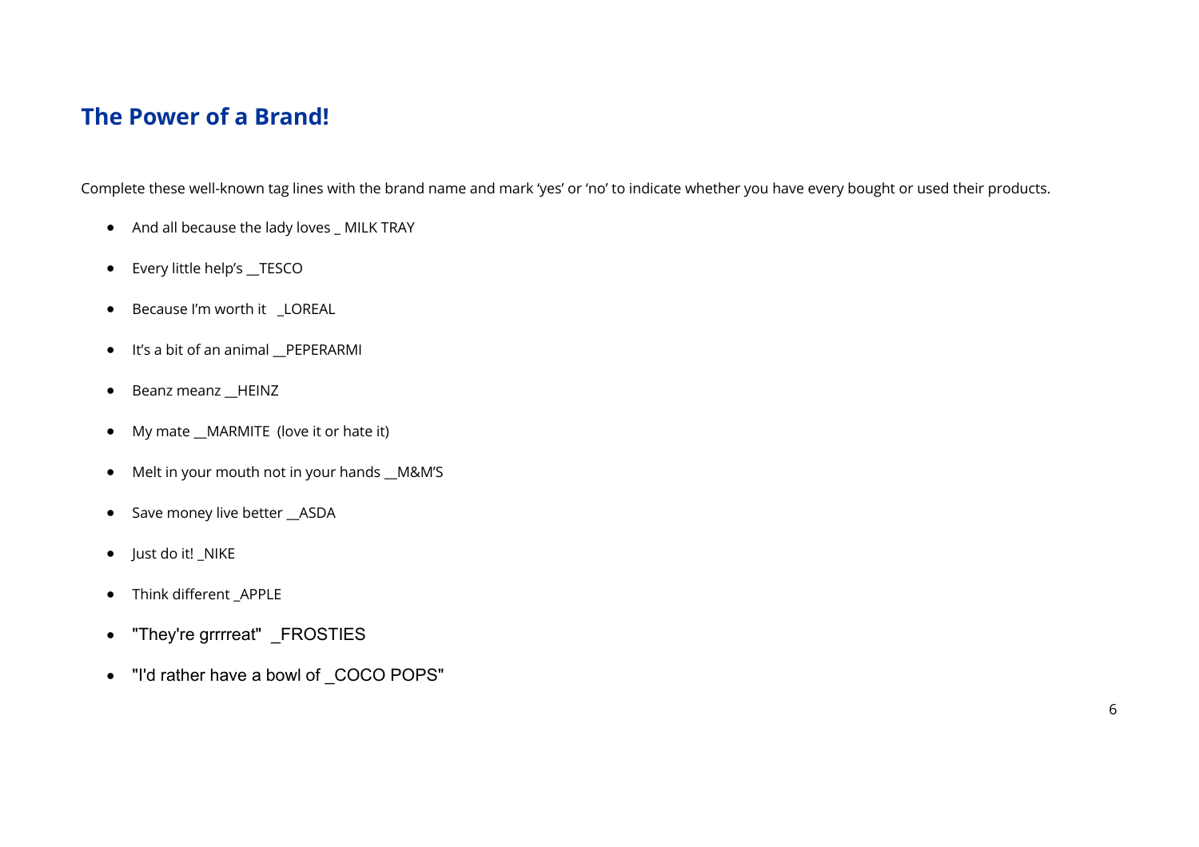## The Power of a Brand!

Complete these well-known tag lines with the brand name and mark 'yes' or 'no' to indicate whether you have every bought or used their products.

- And all because the lady loves _ MILK TRAY
- Every little help's __TESCO
- Because I'm worth it _LOREAL
- It's a bit of an animal __PEPERARMI
- Beanz meanz __HEINZ
- My mate __MARMITE (love it or hate it)
- Melt in your mouth not in your hands __M&M'S
- Save money live better __ASDA
- Just do it! _NIKE
- Think different _APPLE
- "They're grrrreat" _FROSTIES
- "I'd rather have a bowl of _COCO POPS"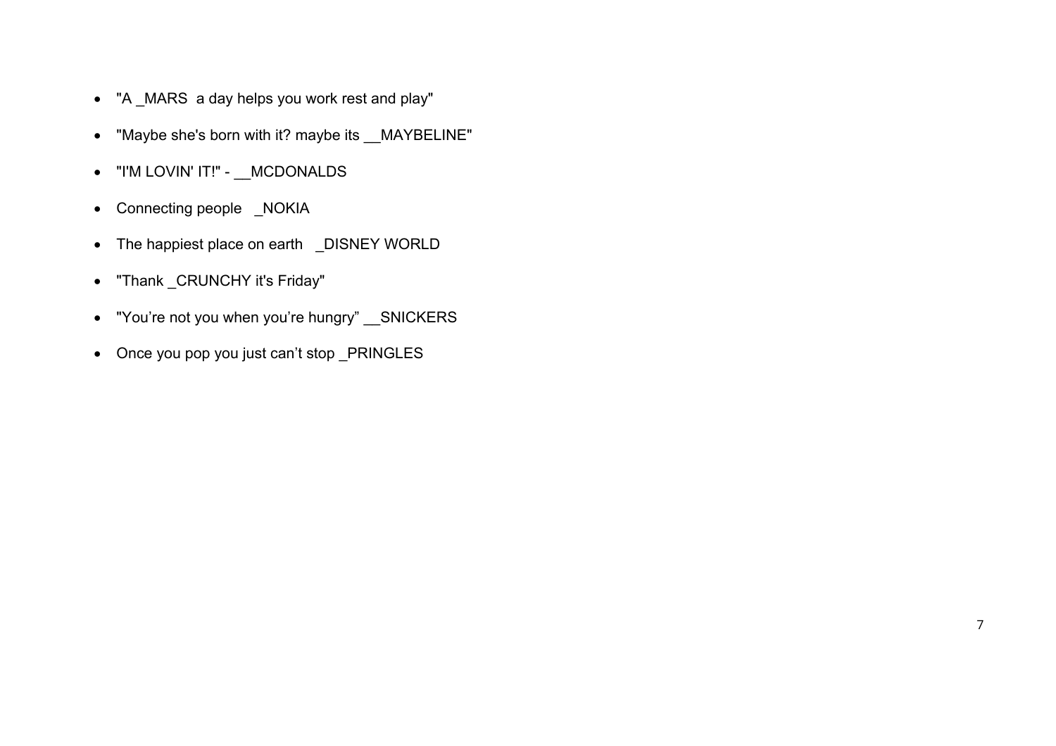- "A _MARS  a day helps you work rest and play"
- "Maybe she's born with it? maybe its __MAYBELINE"
- "I'M LOVIN' IT!" - __MCDONALDS
- Connecting people   _NOKIA
- The happiest place on earth   _DISNEY WORLD
- "Thank _CRUNCHY it's Friday"
- "You're not you when you're hungry" __SNICKERS
- Once you pop you just can't stop _PRINGLES